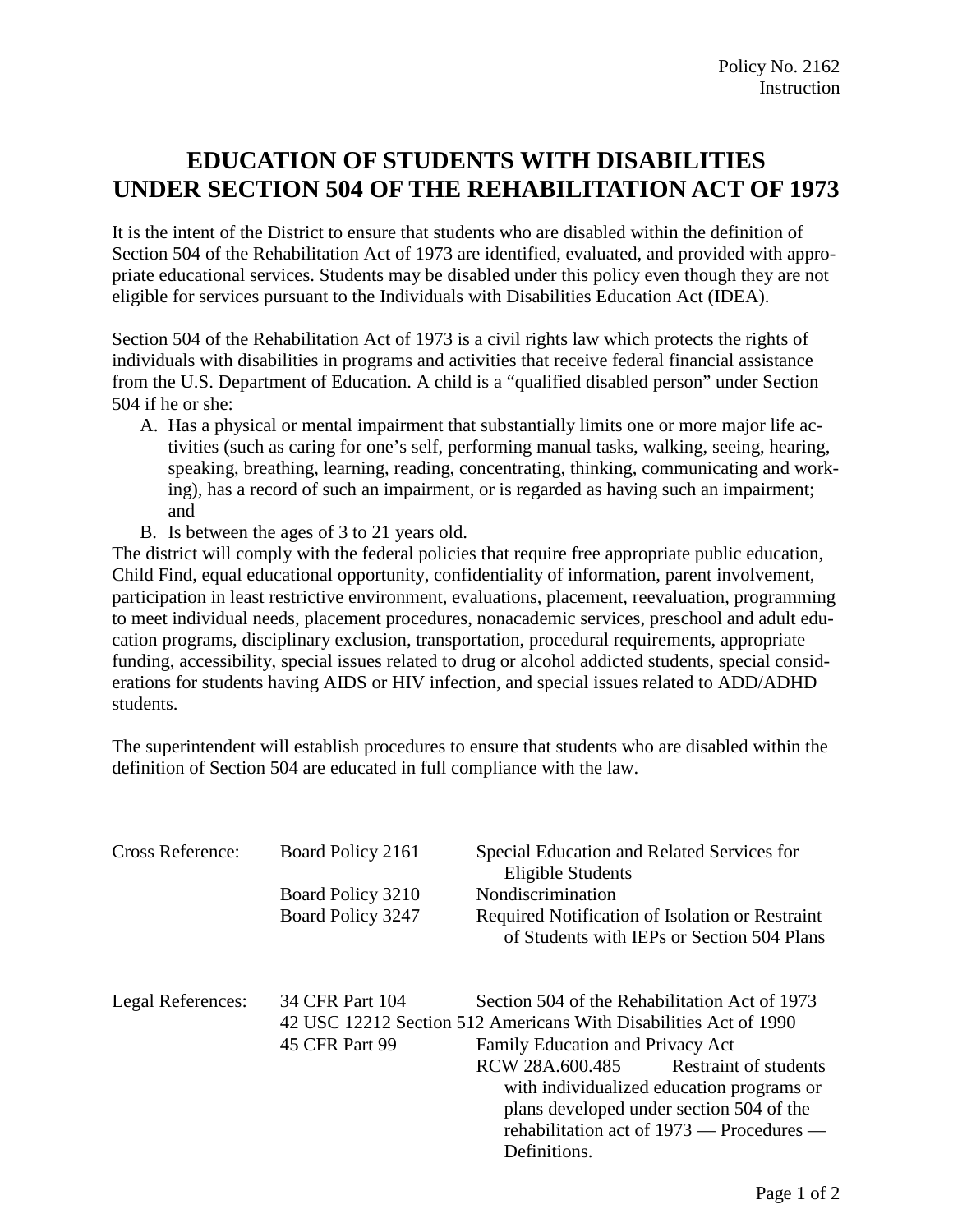Policy No. 2162
Instruction

# EDUCATION OF STUDENTS WITH DISABILITIES UNDER SECTION 504 OF THE REHABILITATION ACT OF 1973

It is the intent of the District to ensure that students who are disabled within the definition of Section 504 of the Rehabilitation Act of 1973 are identified, evaluated, and provided with appropriate educational services. Students may be disabled under this policy even though they are not eligible for services pursuant to the Individuals with Disabilities Education Act (IDEA).

Section 504 of the Rehabilitation Act of 1973 is a civil rights law which protects the rights of individuals with disabilities in programs and activities that receive federal financial assistance from the U.S. Department of Education. A child is a "qualified disabled person" under Section 504 if he or she:

A. Has a physical or mental impairment that substantially limits one or more major life activities (such as caring for one's self, performing manual tasks, walking, seeing, hearing, speaking, breathing, learning, reading, concentrating, thinking, communicating and working), has a record of such an impairment, or is regarded as having such an impairment; and
B. Is between the ages of 3 to 21 years old.

The district will comply with the federal policies that require free appropriate public education, Child Find, equal educational opportunity, confidentiality of information, parent involvement, participation in least restrictive environment, evaluations, placement, reevaluation, programming to meet individual needs, placement procedures, nonacademic services, preschool and adult education programs, disciplinary exclusion, transportation, procedural requirements, appropriate funding, accessibility, special issues related to drug or alcohol addicted students, special considerations for students having AIDS or HIV infection, and special issues related to ADD/ADHD students.

The superintendent will establish procedures to ensure that students who are disabled within the definition of Section 504 are educated in full compliance with the law.

| | | |
|---|---|---|
| Cross Reference: | Board Policy 2161 | Special Education and Related Services for Eligible Students |
| | Board Policy 3210 | Nondiscrimination |
| | Board Policy 3247 | Required Notification of Isolation or Restraint of Students with IEPs or Section 504 Plans |
| Legal References: | 34 CFR Part 104 | Section 504 of the Rehabilitation Act of 1973 |
| | 42 USC 12212 Section 512 | Americans With Disabilities Act of 1990 |
| | 45 CFR Part 99 | Family Education and Privacy Act |
| | RCW 28A.600.485 | Restraint of students with individualized education programs or plans developed under section 504 of the rehabilitation act of 1973 — Procedures — Definitions. |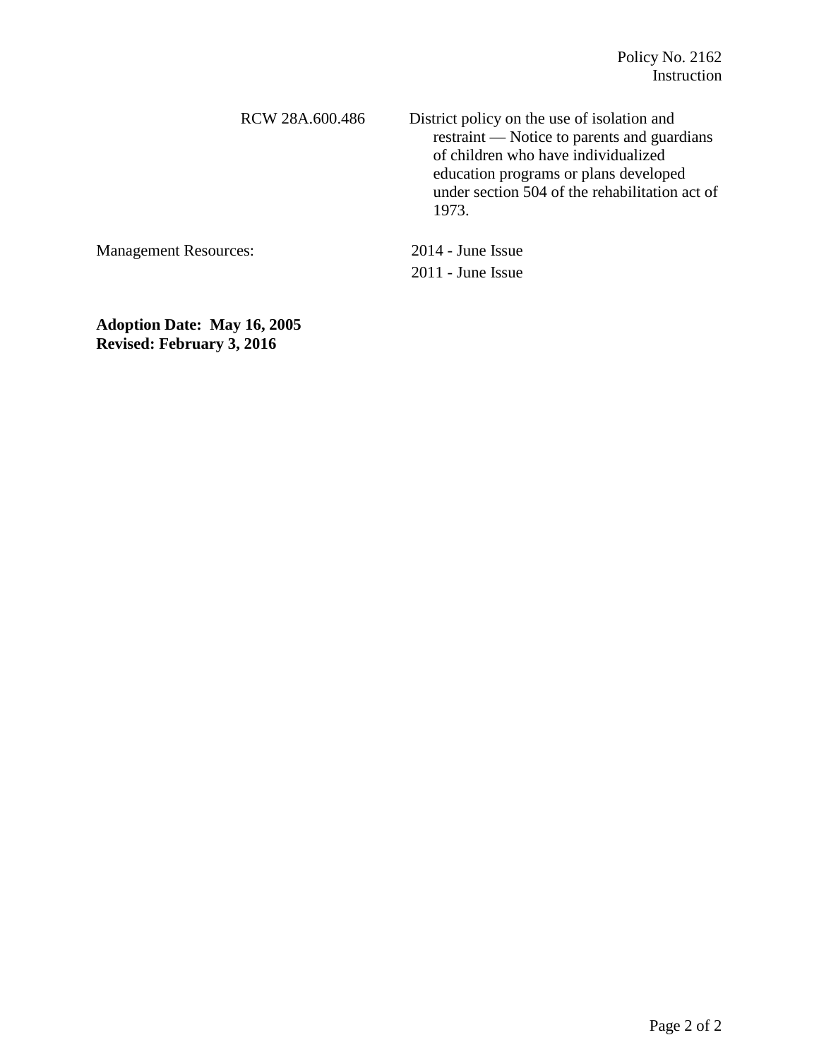| | |
|---|---|
| RCW 28A.600.486 | District policy on the use of isolation and restraint — Notice to parents and guardians of children who have individualized education programs or plans developed under section 504 of the rehabilitation act of 1973. |

| | |
|---|---|
| Management Resources: | 2014 - June Issue |
| | 2011 - June Issue |

**Adoption Date: May 16, 2005**
**Revised: February 3, 2016**